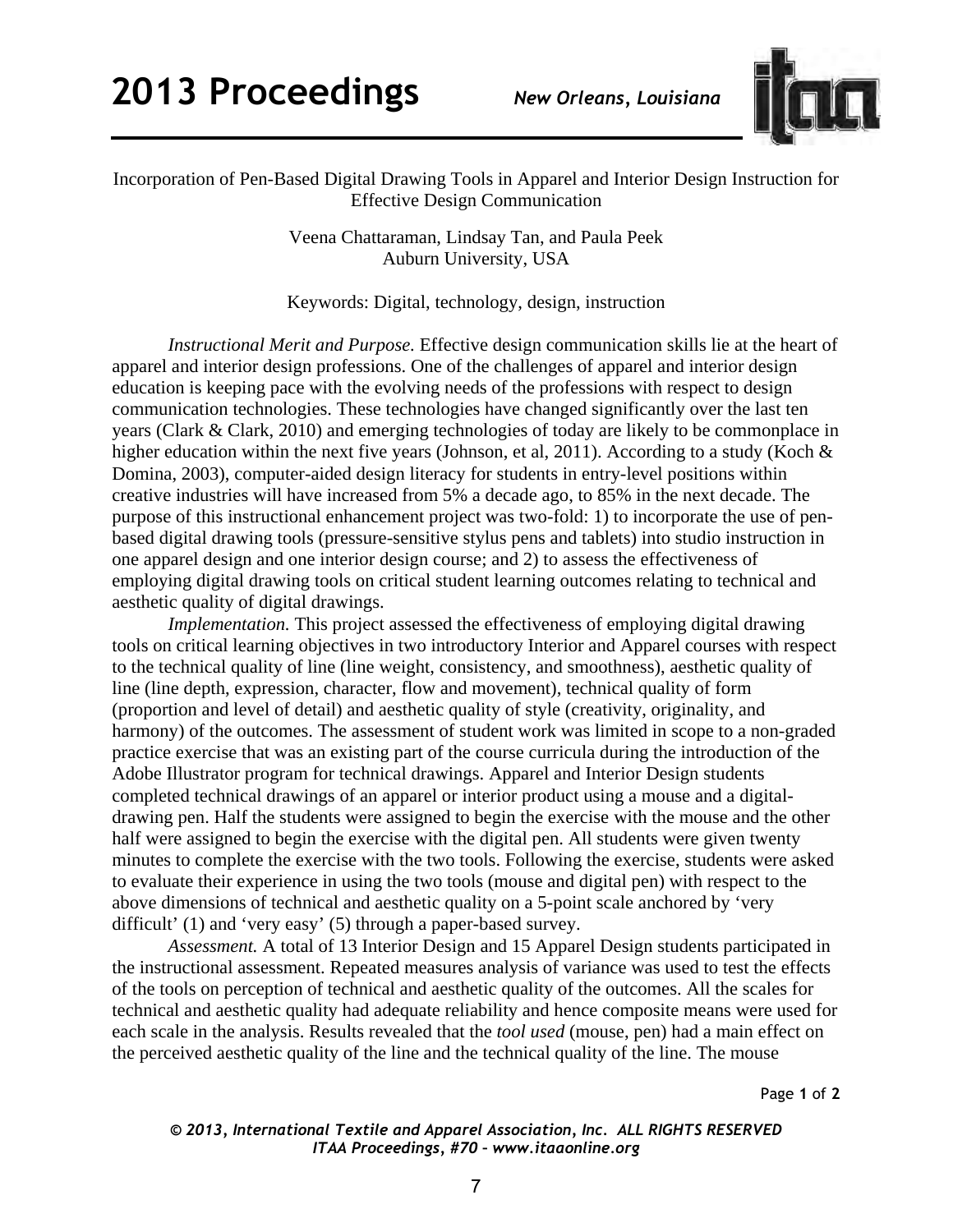Incorporation of Pen-Based Digital Drawing Tools in Apparel and Interior Design Instruction for Effective Design Communication

Veena Chattaraman, Lindsay Tan, and Paula Peek
Auburn University, USA

Keywords: Digital, technology, design, instruction

*Instructional Merit and Purpose.* Effective design communication skills lie at the heart of apparel and interior design professions. One of the challenges of apparel and interior design education is keeping pace with the evolving needs of the professions with respect to design communication technologies. These technologies have changed significantly over the last ten years (Clark & Clark, 2010) and emerging technologies of today are likely to be commonplace in higher education within the next five years (Johnson, et al, 2011). According to a study (Koch & Domina, 2003), computer-aided design literacy for students in entry-level positions within creative industries will have increased from 5% a decade ago, to 85% in the next decade. The purpose of this instructional enhancement project was two-fold: 1) to incorporate the use of pen-based digital drawing tools (pressure-sensitive stylus pens and tablets) into studio instruction in one apparel design and one interior design course; and 2) to assess the effectiveness of employing digital drawing tools on critical student learning outcomes relating to technical and aesthetic quality of digital drawings.

*Implementation.* This project assessed the effectiveness of employing digital drawing tools on critical learning objectives in two introductory Interior and Apparel courses with respect to the technical quality of line (line weight, consistency, and smoothness), aesthetic quality of line (line depth, expression, character, flow and movement), technical quality of form (proportion and level of detail) and aesthetic quality of style (creativity, originality, and harmony) of the outcomes. The assessment of student work was limited in scope to a non-graded practice exercise that was an existing part of the course curricula during the introduction of the Adobe Illustrator program for technical drawings. Apparel and Interior Design students completed technical drawings of an apparel or interior product using a mouse and a digital-drawing pen. Half the students were assigned to begin the exercise with the mouse and the other half were assigned to begin the exercise with the digital pen. All students were given twenty minutes to complete the exercise with the two tools. Following the exercise, students were asked to evaluate their experience in using the two tools (mouse and digital pen) with respect to the above dimensions of technical and aesthetic quality on a 5-point scale anchored by 'very difficult' (1) and 'very easy' (5) through a paper-based survey.

*Assessment.* A total of 13 Interior Design and 15 Apparel Design students participated in the instructional assessment. Repeated measures analysis of variance was used to test the effects of the tools on perception of technical and aesthetic quality of the outcomes. All the scales for technical and aesthetic quality had adequate reliability and hence composite means were used for each scale in the analysis. Results revealed that the *tool used* (mouse, pen) had a main effect on the perceived aesthetic quality of the line and the technical quality of the line. The mouse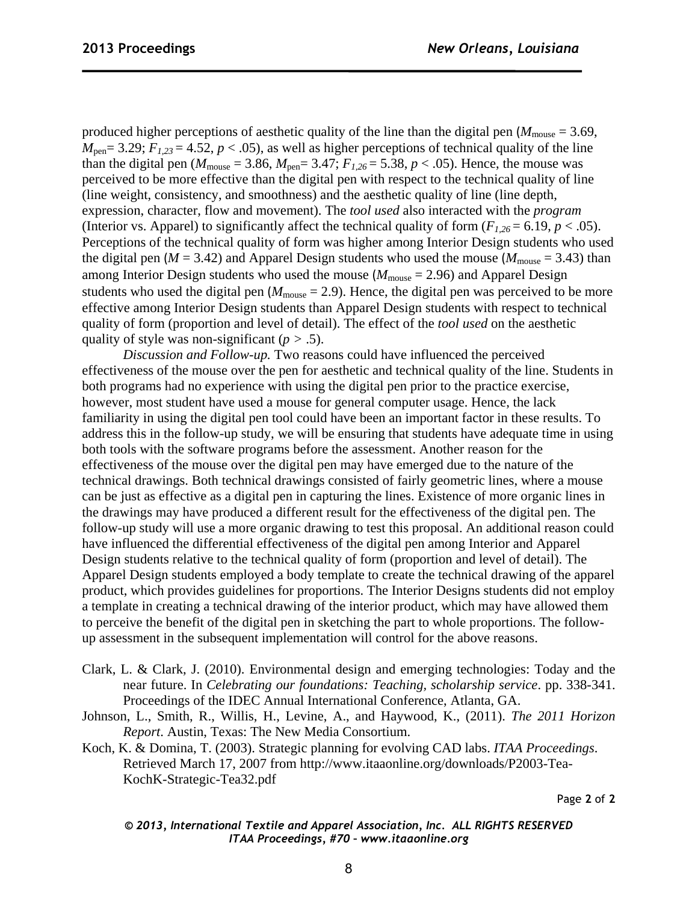produced higher perceptions of aesthetic quality of the line than the digital pen ($M_{\text{mouse}} = 3.69$, $M_{\text{pen}} = 3.29$; $F_{1,23} = 4.52$, $p < .05$), as well as higher perceptions of technical quality of the line than the digital pen ($M_{\text{mouse}} = 3.86$, $M_{\text{pen}} = 3.47$; $F_{1,26} = 5.38$, $p < .05$). Hence, the mouse was perceived to be more effective than the digital pen with respect to the technical quality of line (line weight, consistency, and smoothness) and the aesthetic quality of line (line depth, expression, character, flow and movement). The *tool used* also interacted with the *program* (Interior vs. Apparel) to significantly affect the technical quality of form ($F_{1,26} = 6.19$, $p < .05$). Perceptions of the technical quality of form was higher among Interior Design students who used the digital pen ($M = 3.42$) and Apparel Design students who used the mouse ($M_{\text{mouse}} = 3.43$) than among Interior Design students who used the mouse ($M_{\text{mouse}} = 2.96$) and Apparel Design students who used the digital pen ($M_{\text{mouse}} = 2.9$). Hence, the digital pen was perceived to be more effective among Interior Design students than Apparel Design students with respect to technical quality of form (proportion and level of detail). The effect of the *tool used* on the aesthetic quality of style was non-significant ($p > .5$).

*Discussion and Follow-up.* Two reasons could have influenced the perceived effectiveness of the mouse over the pen for aesthetic and technical quality of the line. Students in both programs had no experience with using the digital pen prior to the practice exercise, however, most student have used a mouse for general computer usage. Hence, the lack familiarity in using the digital pen tool could have been an important factor in these results. To address this in the follow-up study, we will be ensuring that students have adequate time in using both tools with the software programs before the assessment. Another reason for the effectiveness of the mouse over the digital pen may have emerged due to the nature of the technical drawings. Both technical drawings consisted of fairly geometric lines, where a mouse can be just as effective as a digital pen in capturing the lines. Existence of more organic lines in the drawings may have produced a different result for the effectiveness of the digital pen. The follow-up study will use a more organic drawing to test this proposal. An additional reason could have influenced the differential effectiveness of the digital pen among Interior and Apparel Design students relative to the technical quality of form (proportion and level of detail). The Apparel Design students employed a body template to create the technical drawing of the apparel product, which provides guidelines for proportions. The Interior Designs students did not employ a template in creating a technical drawing of the interior product, which may have allowed them to perceive the benefit of the digital pen in sketching the part to whole proportions. The follow-up assessment in the subsequent implementation will control for the above reasons.

Clark, L. & Clark, J. (2010). Environmental design and emerging technologies: Today and the near future. In *Celebrating our foundations: Teaching, scholarship service*. pp. 338-341. Proceedings of the IDEC Annual International Conference, Atlanta, GA.

Johnson, L., Smith, R., Willis, H., Levine, A., and Haywood, K., (2011). *The 2011 Horizon Report*. Austin, Texas: The New Media Consortium.

Koch, K. & Domina, T. (2003). Strategic planning for evolving CAD labs. *ITAA Proceedings*. Retrieved March 17, 2007 from http://www.itaaonline.org/downloads/P2003-Tea-KochK-Strategic-Tea32.pdf